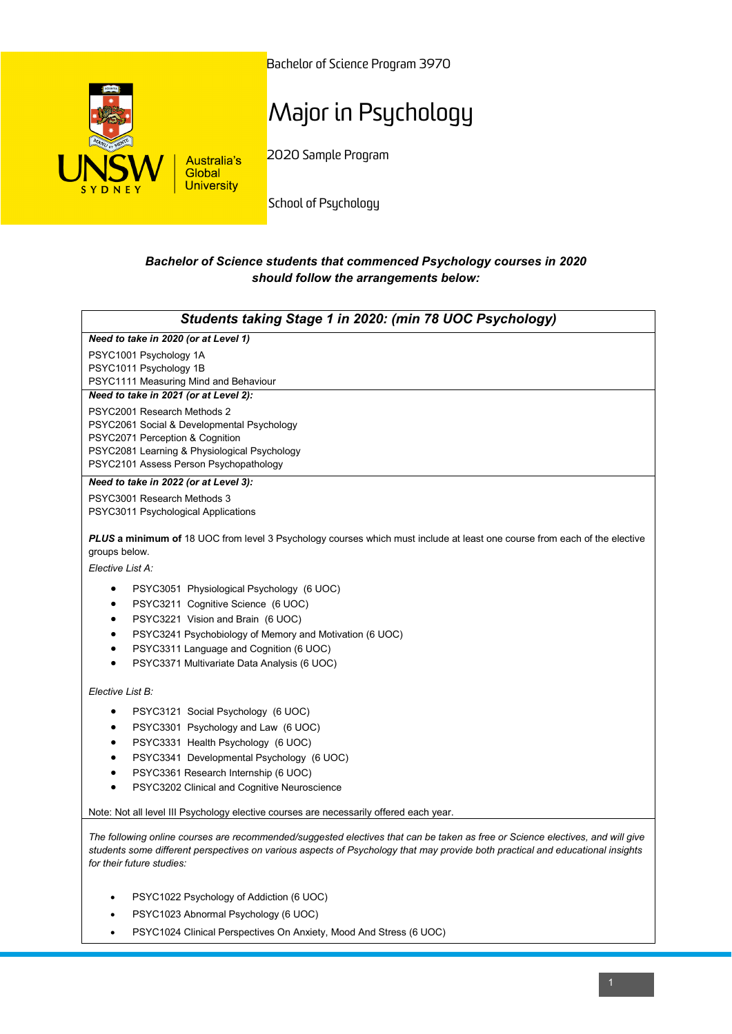UNSW SYDNEY Australia's Global University

Bachelor of Science Program 3970

# Major in Psychology

2020 Sample Program

School of Psychology

***Bachelor of Science students that commenced Psychology courses in 2020 should follow the arrangements below:***

## *Students taking Stage 1 in 2020: (min 78 UOC Psychology)*

***Need to take in 2020 (or at Level 1)***

PSYC1001 Psychology 1A
PSYC1011 Psychology 1B
PSYC1111 Measuring Mind and Behaviour

***Need to take in 2021 (or at Level 2):***

PSYC2001 Research Methods 2
PSYC2061 Social & Developmental Psychology
PSYC2071 Perception & Cognition
PSYC2081 Learning & Physiological Psychology
PSYC2101 Assess Person Psychopathology

***Need to take in 2022 (or at Level 3):***

PSYC3001 Research Methods 3
PSYC3011 Psychological Applications

***PLUS* a minimum of** 18 UOC from level 3 Psychology courses which must include at least one course from each of the elective groups below.

*Elective List A:*

- PSYC3051 Physiological Psychology (6 UOC)
- PSYC3211 Cognitive Science (6 UOC)
- PSYC3221 Vision and Brain (6 UOC)
- PSYC3241 Psychobiology of Memory and Motivation (6 UOC)
- PSYC3311 Language and Cognition (6 UOC)
- PSYC3371 Multivariate Data Analysis (6 UOC)

*Elective List B:*

- PSYC3121 Social Psychology (6 UOC)
- PSYC3301 Psychology and Law (6 UOC)
- PSYC3331 Health Psychology (6 UOC)
- PSYC3341 Developmental Psychology (6 UOC)
- PSYC3361 Research Internship (6 UOC)
- PSYC3202 Clinical and Cognitive Neuroscience

Note: Not all level III Psychology elective courses are necessarily offered each year.

*The following online courses are recommended/suggested electives that can be taken as free or Science electives, and will give students some different perspectives on various aspects of Psychology that may provide both practical and educational insights for their future studies:*

- PSYC1022 Psychology of Addiction (6 UOC)
- PSYC1023 Abnormal Psychology (6 UOC)
- PSYC1024 Clinical Perspectives On Anxiety, Mood And Stress (6 UOC)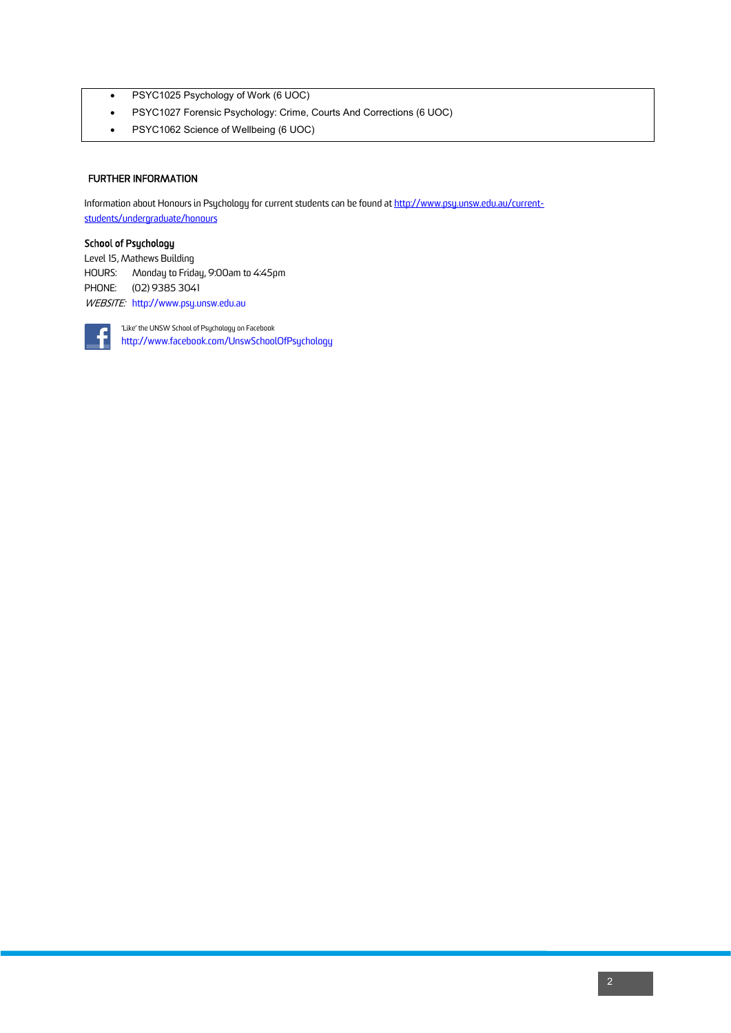- PSYC1025 Psychology of Work (6 UOC)
- PSYC1027 Forensic Psychology: Crime, Courts And Corrections (6 UOC)
- PSYC1062 Science of Wellbeing (6 UOC)

## FURTHER INFORMATION

Information about Honours in Psychology for current students can be found at http://www.psy.unsw.edu.au/current-students/undergraduate/honours

**School of Psychology**
Level 15, Mathews Building
HOURS: Monday to Friday, 9:00am to 4:45pm
PHONE: (02) 9385 3041
*WEBSITE:* http://www.psy.unsw.edu.au

'Like' the UNSW School of Psychology on Facebook
http://www.facebook.com/UnswSchoolOfPsychology